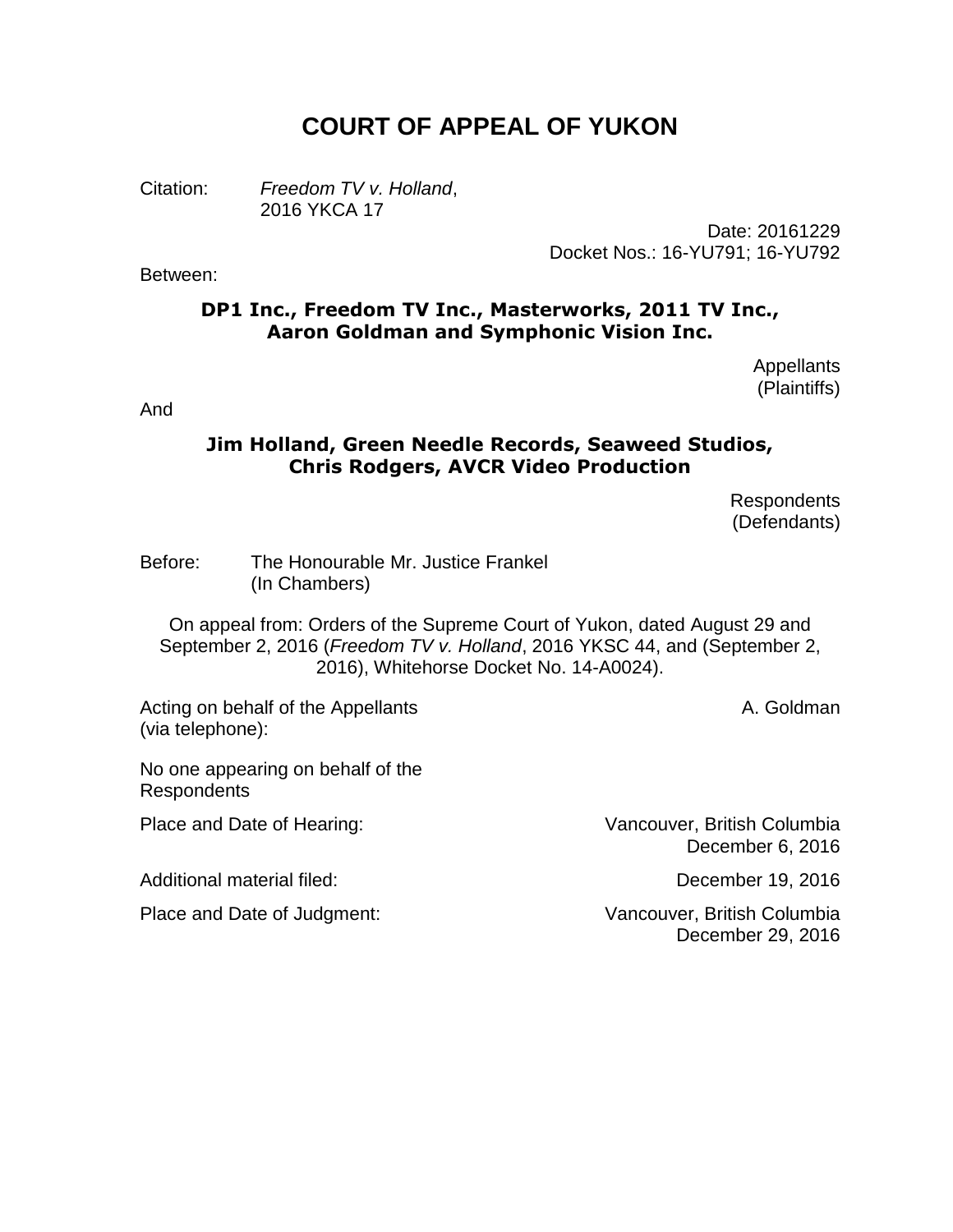# COURT OF APPEAL OF YUKON

Citation: *Freedom TV v. Holland*,
2016 YKCA 17

Date: 20161229
Docket Nos.: 16-YU791; 16-YU792

Between:

**DP1 Inc., Freedom TV Inc., Masterworks, 2011 TV Inc., Aaron Goldman and Symphonic Vision Inc.**

Appellants
(Plaintiffs)

And

**Jim Holland, Green Needle Records, Seaweed Studios, Chris Rodgers, AVCR Video Production**

Respondents
(Defendants)

Before: The Honourable Mr. Justice Frankel
(In Chambers)

On appeal from: Orders of the Supreme Court of Yukon, dated August 29 and September 2, 2016 (*Freedom TV v. Holland*, 2016 YKSC 44, and (September 2, 2016), Whitehorse Docket No. 14-A0024).

Acting on behalf of the Appellants (via telephone): A. Goldman

No one appearing on behalf of the Respondents

Place and Date of Hearing: Vancouver, British Columbia
December 6, 2016

Additional material filed: December 19, 2016

Place and Date of Judgment: Vancouver, British Columbia
December 29, 2016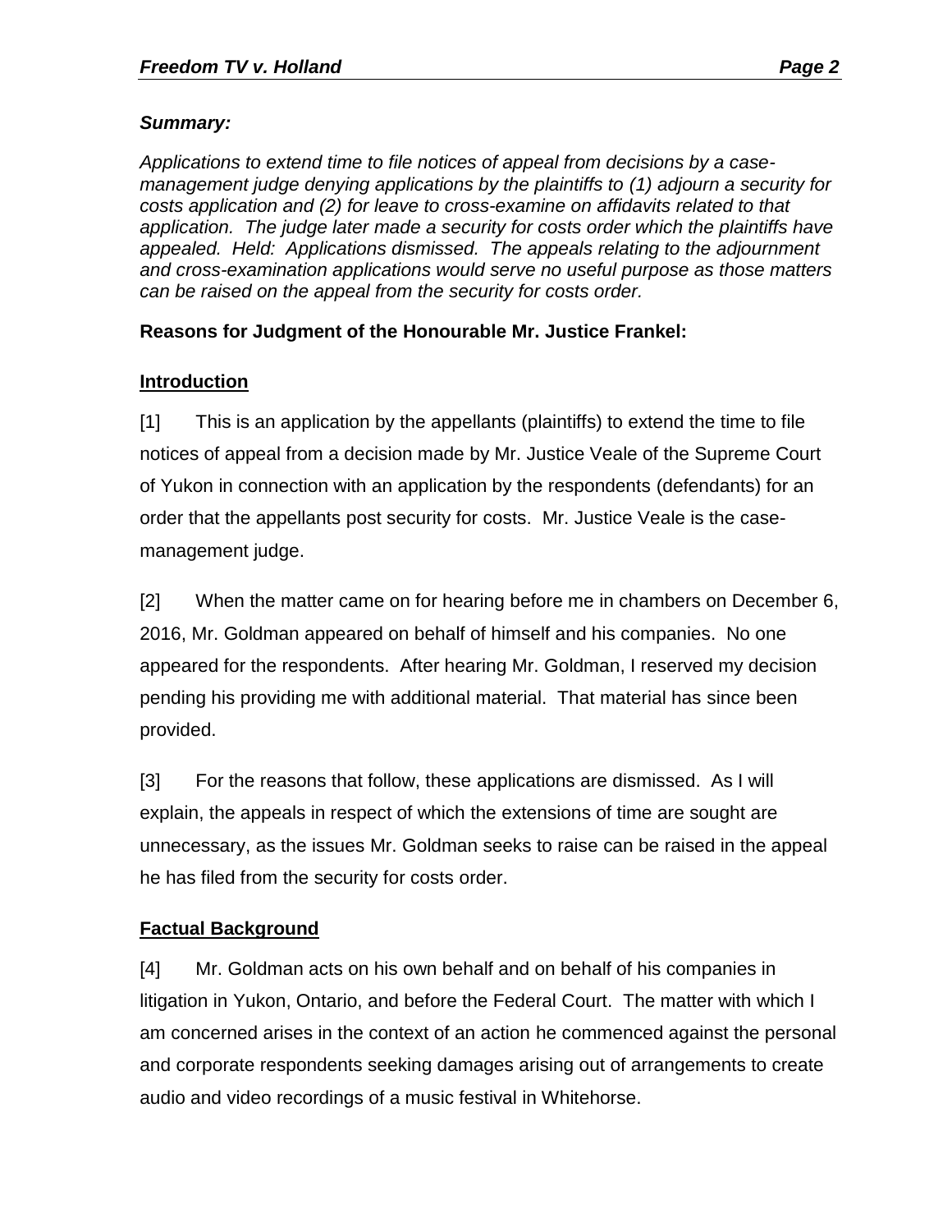***Summary:***

*Applications to extend time to file notices of appeal from decisions by a case-management judge denying applications by the plaintiffs to (1) adjourn a security for costs application and (2) for leave to cross-examine on affidavits related to that application. The judge later made a security for costs order which the plaintiffs have appealed. Held: Applications dismissed. The appeals relating to the adjournment and cross-examination applications would serve no useful purpose as those matters can be raised on the appeal from the security for costs order.*

**Reasons for Judgment of the Honourable Mr. Justice Frankel:**

## Introduction

[1] This is an application by the appellants (plaintiffs) to extend the time to file notices of appeal from a decision made by Mr. Justice Veale of the Supreme Court of Yukon in connection with an application by the respondents (defendants) for an order that the appellants post security for costs. Mr. Justice Veale is the case-management judge.

[2] When the matter came on for hearing before me in chambers on December 6, 2016, Mr. Goldman appeared on behalf of himself and his companies. No one appeared for the respondents. After hearing Mr. Goldman, I reserved my decision pending his providing me with additional material. That material has since been provided.

[3] For the reasons that follow, these applications are dismissed. As I will explain, the appeals in respect of which the extensions of time are sought are unnecessary, as the issues Mr. Goldman seeks to raise can be raised in the appeal he has filed from the security for costs order.

## Factual Background

[4] Mr. Goldman acts on his own behalf and on behalf of his companies in litigation in Yukon, Ontario, and before the Federal Court. The matter with which I am concerned arises in the context of an action he commenced against the personal and corporate respondents seeking damages arising out of arrangements to create audio and video recordings of a music festival in Whitehorse.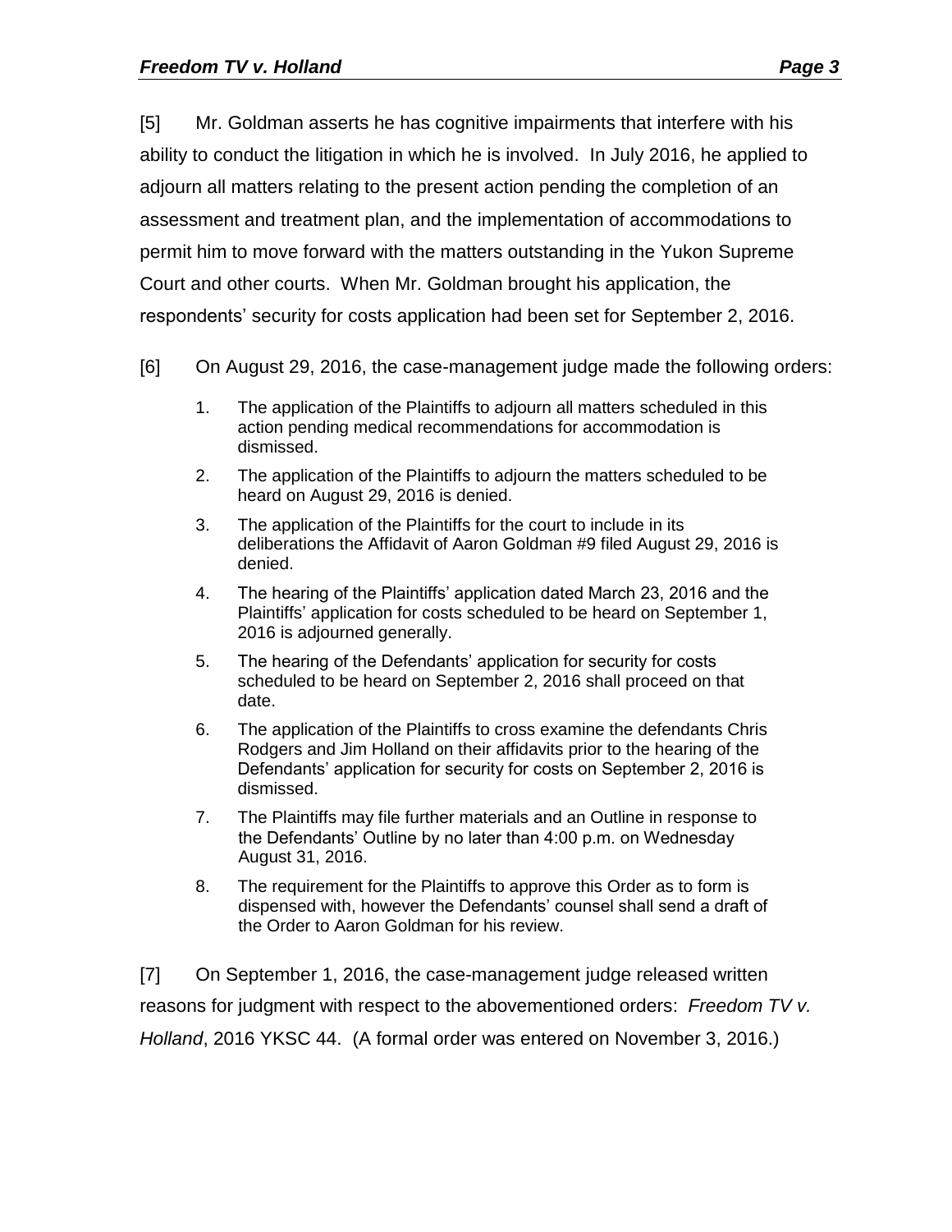[5] Mr. Goldman asserts he has cognitive impairments that interfere with his ability to conduct the litigation in which he is involved. In July 2016, he applied to adjourn all matters relating to the present action pending the completion of an assessment and treatment plan, and the implementation of accommodations to permit him to move forward with the matters outstanding in the Yukon Supreme Court and other courts. When Mr. Goldman brought his application, the respondents' security for costs application had been set for September 2, 2016.

[6] On August 29, 2016, the case-management judge made the following orders:

> 1. The application of the Plaintiffs to adjourn all matters scheduled in this action pending medical recommendations for accommodation is dismissed.
> 2. The application of the Plaintiffs to adjourn the matters scheduled to be heard on August 29, 2016 is denied.
> 3. The application of the Plaintiffs for the court to include in its deliberations the Affidavit of Aaron Goldman #9 filed August 29, 2016 is denied.
> 4. The hearing of the Plaintiffs' application dated March 23, 2016 and the Plaintiffs' application for costs scheduled to be heard on September 1, 2016 is adjourned generally.
> 5. The hearing of the Defendants' application for security for costs scheduled to be heard on September 2, 2016 shall proceed on that date.
> 6. The application of the Plaintiffs to cross examine the defendants Chris Rodgers and Jim Holland on their affidavits prior to the hearing of the Defendants' application for security for costs on September 2, 2016 is dismissed.
> 7. The Plaintiffs may file further materials and an Outline in response to the Defendants' Outline by no later than 4:00 p.m. on Wednesday August 31, 2016.
> 8. The requirement for the Plaintiffs to approve this Order as to form is dispensed with, however the Defendants' counsel shall send a draft of the Order to Aaron Goldman for his review.

[7] On September 1, 2016, the case-management judge released written reasons for judgment with respect to the abovementioned orders: *Freedom TV v. Holland*, 2016 YKSC 44. (A formal order was entered on November 3, 2016.)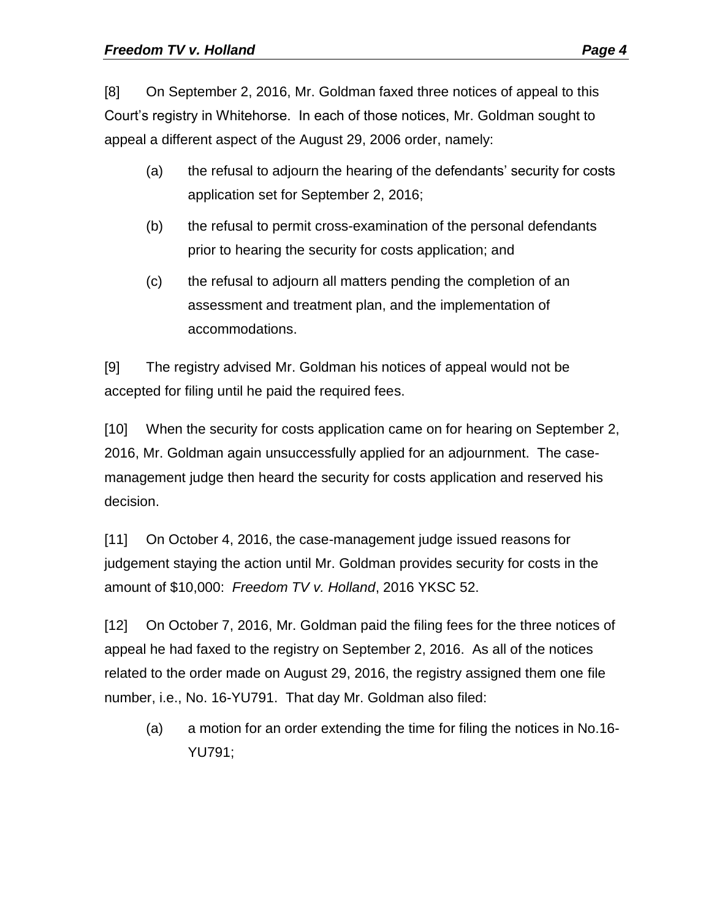[8] On September 2, 2016, Mr. Goldman faxed three notices of appeal to this Court's registry in Whitehorse. In each of those notices, Mr. Goldman sought to appeal a different aspect of the August 29, 2006 order, namely:

> (a) the refusal to adjourn the hearing of the defendants' security for costs application set for September 2, 2016;
>
> (b) the refusal to permit cross-examination of the personal defendants prior to hearing the security for costs application; and
>
> (c) the refusal to adjourn all matters pending the completion of an assessment and treatment plan, and the implementation of accommodations.

[9] The registry advised Mr. Goldman his notices of appeal would not be accepted for filing until he paid the required fees.

[10] When the security for costs application came on for hearing on September 2, 2016, Mr. Goldman again unsuccessfully applied for an adjournment. The case-management judge then heard the security for costs application and reserved his decision.

[11] On October 4, 2016, the case-management judge issued reasons for judgement staying the action until Mr. Goldman provides security for costs in the amount of $10,000: *Freedom TV v. Holland*, 2016 YKSC 52.

[12] On October 7, 2016, Mr. Goldman paid the filing fees for the three notices of appeal he had faxed to the registry on September 2, 2016. As all of the notices related to the order made on August 29, 2016, the registry assigned them one file number, i.e., No. 16-YU791. That day Mr. Goldman also filed:

> (a) a motion for an order extending the time for filing the notices in No.16-YU791;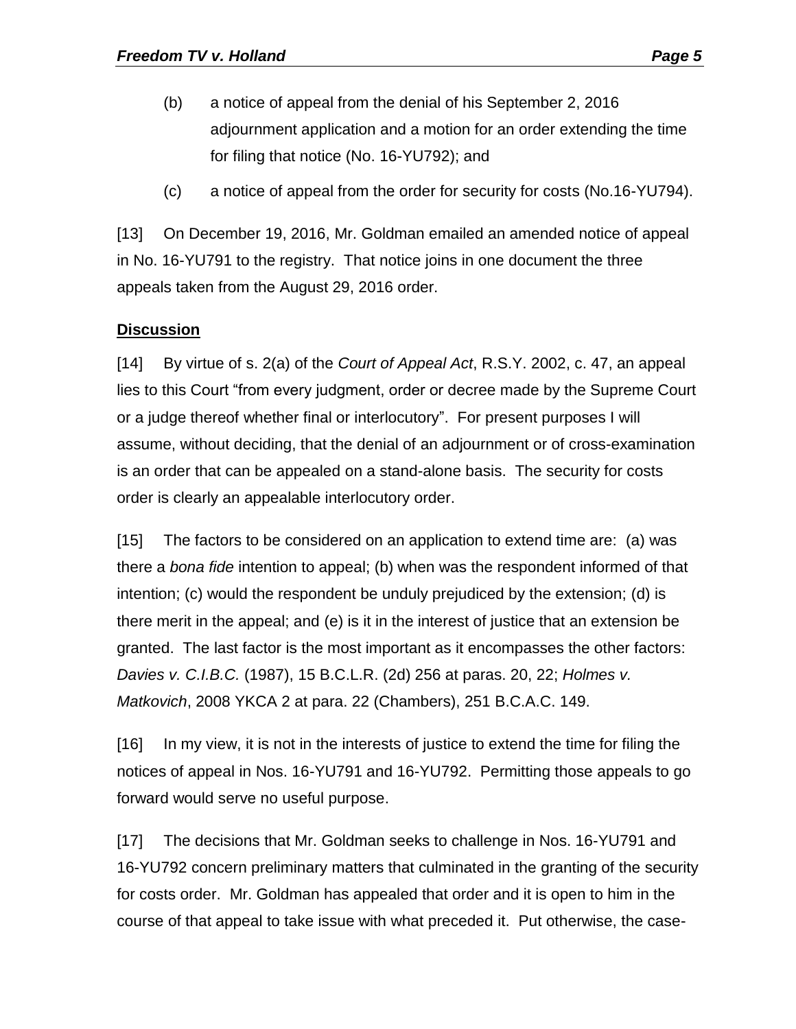(b) a notice of appeal from the denial of his September 2, 2016 adjournment application and a motion for an order extending the time for filing that notice (No. 16-YU792); and

(c) a notice of appeal from the order for security for costs (No.16-YU794).

[13] On December 19, 2016, Mr. Goldman emailed an amended notice of appeal in No. 16-YU791 to the registry. That notice joins in one document the three appeals taken from the August 29, 2016 order.

**Discussion**

[14] By virtue of s. 2(a) of the *Court of Appeal Act*, R.S.Y. 2002, c. 47, an appeal lies to this Court "from every judgment, order or decree made by the Supreme Court or a judge thereof whether final or interlocutory". For present purposes I will assume, without deciding, that the denial of an adjournment or of cross-examination is an order that can be appealed on a stand-alone basis. The security for costs order is clearly an appealable interlocutory order.

[15] The factors to be considered on an application to extend time are: (a) was there a *bona fide* intention to appeal; (b) when was the respondent informed of that intention; (c) would the respondent be unduly prejudiced by the extension; (d) is there merit in the appeal; and (e) is it in the interest of justice that an extension be granted. The last factor is the most important as it encompasses the other factors: *Davies v. C.I.B.C.* (1987), 15 B.C.L.R. (2d) 256 at paras. 20, 22; *Holmes v. Matkovich*, 2008 YKCA 2 at para. 22 (Chambers), 251 B.C.A.C. 149.

[16] In my view, it is not in the interests of justice to extend the time for filing the notices of appeal in Nos. 16-YU791 and 16-YU792. Permitting those appeals to go forward would serve no useful purpose.

[17] The decisions that Mr. Goldman seeks to challenge in Nos. 16-YU791 and 16-YU792 concern preliminary matters that culminated in the granting of the security for costs order. Mr. Goldman has appealed that order and it is open to him in the course of that appeal to take issue with what preceded it. Put otherwise, the case-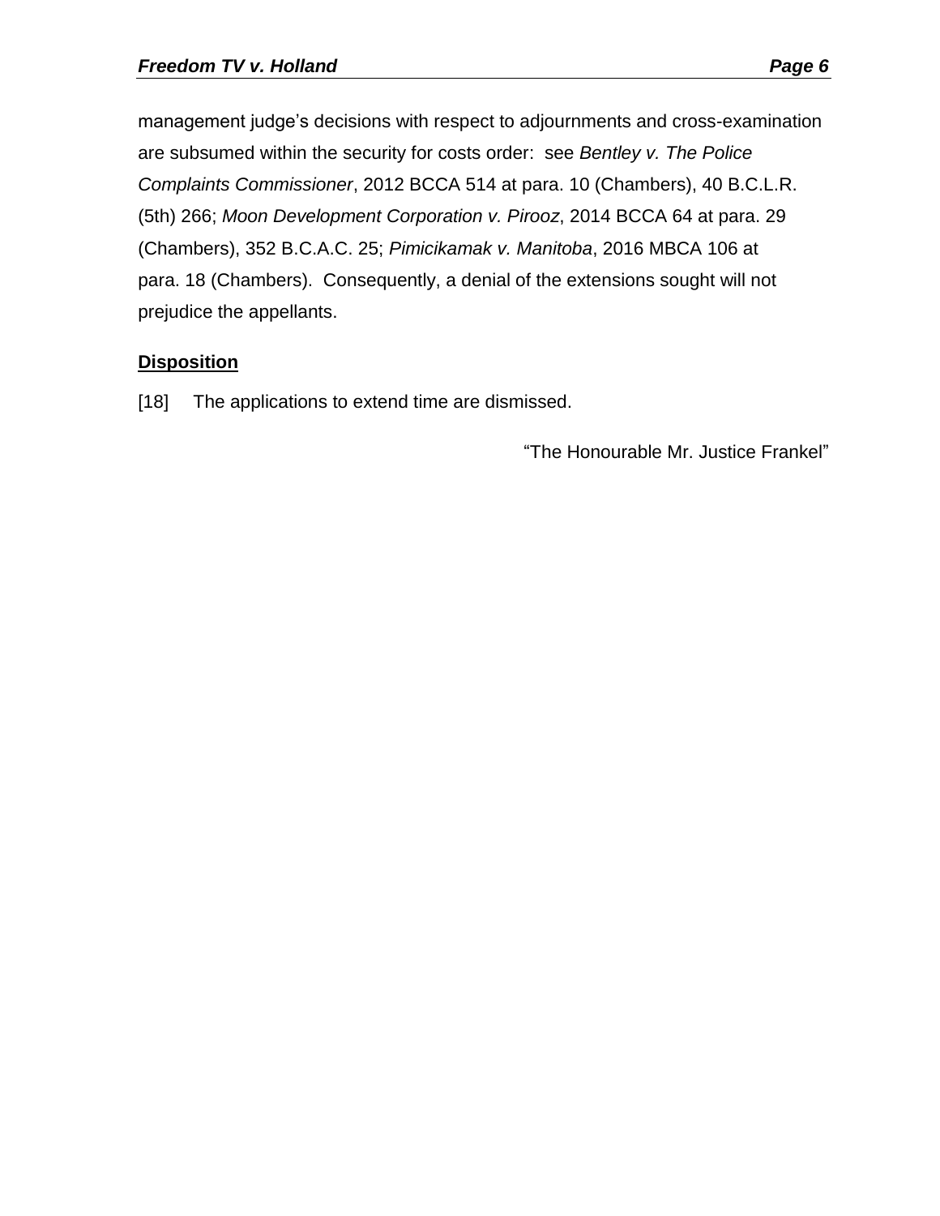management judge's decisions with respect to adjournments and cross-examination are subsumed within the security for costs order: see *Bentley v. The Police Complaints Commissioner*, 2012 BCCA 514 at para. 10 (Chambers), 40 B.C.L.R. (5th) 266; *Moon Development Corporation v. Pirooz*, 2014 BCCA 64 at para. 29 (Chambers), 352 B.C.A.C. 25; *Pimicikamak v. Manitoba*, 2016 MBCA 106 at para. 18 (Chambers). Consequently, a denial of the extensions sought will not prejudice the appellants.

## Disposition

[18] The applications to extend time are dismissed.

"The Honourable Mr. Justice Frankel"